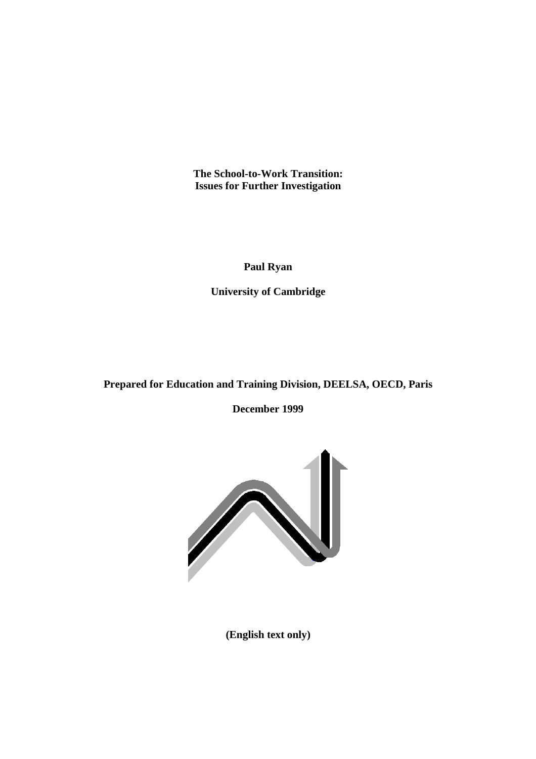# The School-to-Work Transition: Issues for Further Investigation

**Paul Ryan**

**University of Cambridge**

**Prepared for Education and Training Division, DEELSA, OECD, Paris**

**December 1999**

**(English text only)**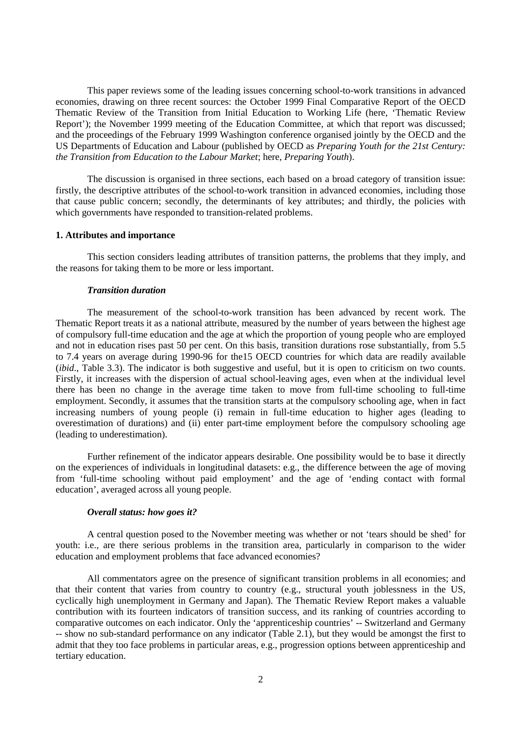This paper reviews some of the leading issues concerning school-to-work transitions in advanced economies, drawing on three recent sources: the October 1999 Final Comparative Report of the OECD Thematic Review of the Transition from Initial Education to Working Life (here, 'Thematic Review Report'); the November 1999 meeting of the Education Committee, at which that report was discussed; and the proceedings of the February 1999 Washington conference organised jointly by the OECD and the US Departments of Education and Labour (published by OECD as *Preparing Youth for the 21st Century: the Transition from Education to the Labour Market*; here, *Preparing Youth*).

The discussion is organised in three sections, each based on a broad category of transition issue: firstly, the descriptive attributes of the school-to-work transition in advanced economies, including those that cause public concern; secondly, the determinants of key attributes; and thirdly, the policies with which governments have responded to transition-related problems.

## 1. Attributes and importance

This section considers leading attributes of transition patterns, the problems that they imply, and the reasons for taking them to be more or less important.

### *Transition duration*

The measurement of the school-to-work transition has been advanced by recent work. The Thematic Report treats it as a national attribute, measured by the number of years between the highest age of compulsory full-time education and the age at which the proportion of young people who are employed and not in education rises past 50 per cent. On this basis, transition durations rose substantially, from 5.5 to 7.4 years on average during 1990-96 for the15 OECD countries for which data are readily available (*ibid*., Table 3.3). The indicator is both suggestive and useful, but it is open to criticism on two counts. Firstly, it increases with the dispersion of actual school-leaving ages, even when at the individual level there has been no change in the average time taken to move from full-time schooling to full-time employment. Secondly, it assumes that the transition starts at the compulsory schooling age, when in fact increasing numbers of young people (i) remain in full-time education to higher ages (leading to overestimation of durations) and (ii) enter part-time employment before the compulsory schooling age (leading to underestimation).

Further refinement of the indicator appears desirable. One possibility would be to base it directly on the experiences of individuals in longitudinal datasets: e.g., the difference between the age of moving from 'full-time schooling without paid employment' and the age of 'ending contact with formal education', averaged across all young people.

### *Overall status: how goes it?*

A central question posed to the November meeting was whether or not 'tears should be shed' for youth: i.e., are there serious problems in the transition area, particularly in comparison to the wider education and employment problems that face advanced economies?

All commentators agree on the presence of significant transition problems in all economies; and that their content that varies from country to country (e.g., structural youth joblessness in the US, cyclically high unemployment in Germany and Japan). The Thematic Review Report makes a valuable contribution with its fourteen indicators of transition success, and its ranking of countries according to comparative outcomes on each indicator. Only the 'apprenticeship countries' -- Switzerland and Germany -- show no sub-standard performance on any indicator (Table 2.1), but they would be amongst the first to admit that they too face problems in particular areas, e.g., progression options between apprenticeship and tertiary education.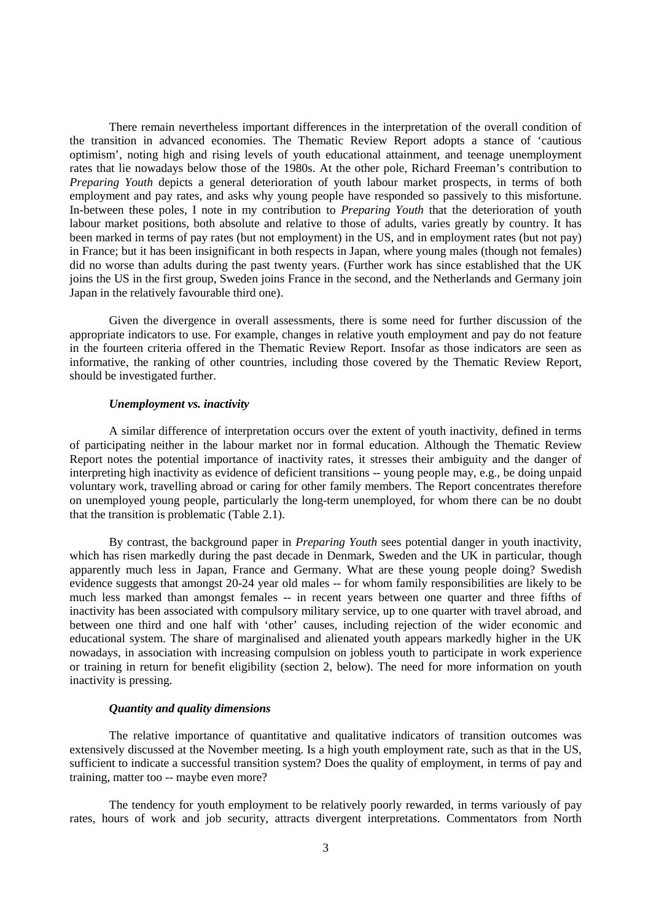There remain nevertheless important differences in the interpretation of the overall condition of the transition in advanced economies. The Thematic Review Report adopts a stance of 'cautious optimism', noting high and rising levels of youth educational attainment, and teenage unemployment rates that lie nowadays below those of the 1980s. At the other pole, Richard Freeman's contribution to *Preparing Youth* depicts a general deterioration of youth labour market prospects, in terms of both employment and pay rates, and asks why young people have responded so passively to this misfortune. In-between these poles, I note in my contribution to *Preparing Youth* that the deterioration of youth labour market positions, both absolute and relative to those of adults, varies greatly by country. It has been marked in terms of pay rates (but not employment) in the US, and in employment rates (but not pay) in France; but it has been insignificant in both respects in Japan, where young males (though not females) did no worse than adults during the past twenty years. (Further work has since established that the UK joins the US in the first group, Sweden joins France in the second, and the Netherlands and Germany join Japan in the relatively favourable third one).

Given the divergence in overall assessments, there is some need for further discussion of the appropriate indicators to use. For example, changes in relative youth employment and pay do not feature in the fourteen criteria offered in the Thematic Review Report. Insofar as those indicators are seen as informative, the ranking of other countries, including those covered by the Thematic Review Report, should be investigated further.

### *Unemployment vs. inactivity*

A similar difference of interpretation occurs over the extent of youth inactivity, defined in terms of participating neither in the labour market nor in formal education. Although the Thematic Review Report notes the potential importance of inactivity rates, it stresses their ambiguity and the danger of interpreting high inactivity as evidence of deficient transitions -- young people may, e.g., be doing unpaid voluntary work, travelling abroad or caring for other family members. The Report concentrates therefore on unemployed young people, particularly the long-term unemployed, for whom there can be no doubt that the transition is problematic (Table 2.1).

By contrast, the background paper in *Preparing Youth* sees potential danger in youth inactivity, which has risen markedly during the past decade in Denmark, Sweden and the UK in particular, though apparently much less in Japan, France and Germany. What are these young people doing? Swedish evidence suggests that amongst 20-24 year old males -- for whom family responsibilities are likely to be much less marked than amongst females -- in recent years between one quarter and three fifths of inactivity has been associated with compulsory military service, up to one quarter with travel abroad, and between one third and one half with 'other' causes, including rejection of the wider economic and educational system. The share of marginalised and alienated youth appears markedly higher in the UK nowadays, in association with increasing compulsion on jobless youth to participate in work experience or training in return for benefit eligibility (section 2, below). The need for more information on youth inactivity is pressing.

### *Quantity and quality dimensions*

The relative importance of quantitative and qualitative indicators of transition outcomes was extensively discussed at the November meeting. Is a high youth employment rate, such as that in the US, sufficient to indicate a successful transition system? Does the quality of employment, in terms of pay and training, matter too -- maybe even more?

The tendency for youth employment to be relatively poorly rewarded, in terms variously of pay rates, hours of work and job security, attracts divergent interpretations. Commentators from North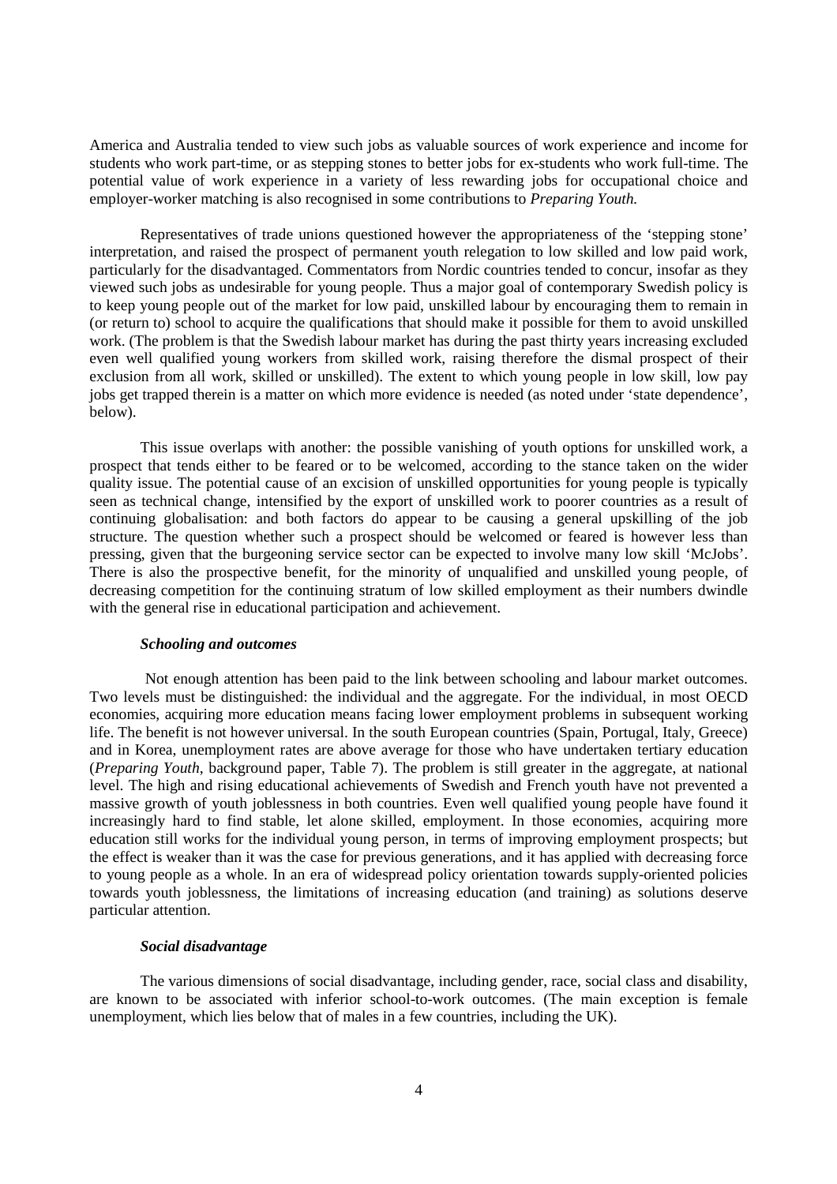America and Australia tended to view such jobs as valuable sources of work experience and income for students who work part-time, or as stepping stones to better jobs for ex-students who work full-time. The potential value of work experience in a variety of less rewarding jobs for occupational choice and employer-worker matching is also recognised in some contributions to *Preparing Youth.*

Representatives of trade unions questioned however the appropriateness of the 'stepping stone' interpretation, and raised the prospect of permanent youth relegation to low skilled and low paid work, particularly for the disadvantaged. Commentators from Nordic countries tended to concur, insofar as they viewed such jobs as undesirable for young people. Thus a major goal of contemporary Swedish policy is to keep young people out of the market for low paid, unskilled labour by encouraging them to remain in (or return to) school to acquire the qualifications that should make it possible for them to avoid unskilled work. (The problem is that the Swedish labour market has during the past thirty years increasing excluded even well qualified young workers from skilled work, raising therefore the dismal prospect of their exclusion from all work, skilled or unskilled). The extent to which young people in low skill, low pay jobs get trapped therein is a matter on which more evidence is needed (as noted under 'state dependence', below).

This issue overlaps with another: the possible vanishing of youth options for unskilled work, a prospect that tends either to be feared or to be welcomed, according to the stance taken on the wider quality issue. The potential cause of an excision of unskilled opportunities for young people is typically seen as technical change, intensified by the export of unskilled work to poorer countries as a result of continuing globalisation: and both factors do appear to be causing a general upskilling of the job structure. The question whether such a prospect should be welcomed or feared is however less than pressing, given that the burgeoning service sector can be expected to involve many low skill 'McJobs'. There is also the prospective benefit, for the minority of unqualified and unskilled young people, of decreasing competition for the continuing stratum of low skilled employment as their numbers dwindle with the general rise in educational participation and achievement.

#### *Schooling and outcomes*

Not enough attention has been paid to the link between schooling and labour market outcomes. Two levels must be distinguished: the individual and the aggregate. For the individual, in most OECD economies, acquiring more education means facing lower employment problems in subsequent working life. The benefit is not however universal. In the south European countries (Spain, Portugal, Italy, Greece) and in Korea, unemployment rates are above average for those who have undertaken tertiary education (*Preparing Youth,* background paper, Table 7). The problem is still greater in the aggregate, at national level. The high and rising educational achievements of Swedish and French youth have not prevented a massive growth of youth joblessness in both countries. Even well qualified young people have found it increasingly hard to find stable, let alone skilled, employment. In those economies, acquiring more education still works for the individual young person, in terms of improving employment prospects; but the effect is weaker than it was the case for previous generations, and it has applied with decreasing force to young people as a whole. In an era of widespread policy orientation towards supply-oriented policies towards youth joblessness, the limitations of increasing education (and training) as solutions deserve particular attention.

#### *Social disadvantage*

The various dimensions of social disadvantage, including gender, race, social class and disability, are known to be associated with inferior school-to-work outcomes. (The main exception is female unemployment, which lies below that of males in a few countries, including the UK).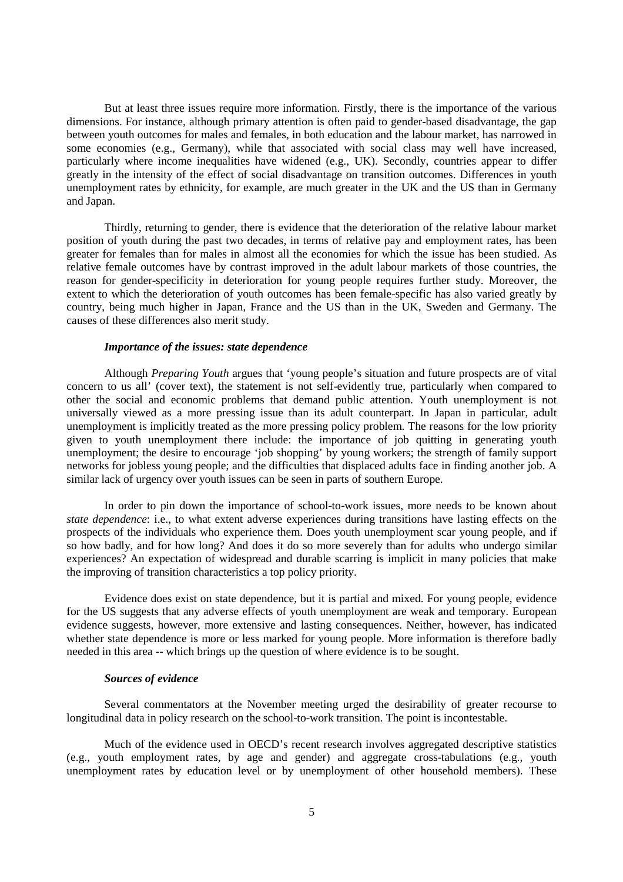But at least three issues require more information. Firstly, there is the importance of the various dimensions. For instance, although primary attention is often paid to gender-based disadvantage, the gap between youth outcomes for males and females, in both education and the labour market, has narrowed in some economies (e.g., Germany), while that associated with social class may well have increased, particularly where income inequalities have widened (e.g., UK). Secondly, countries appear to differ greatly in the intensity of the effect of social disadvantage on transition outcomes. Differences in youth unemployment rates by ethnicity, for example, are much greater in the UK and the US than in Germany and Japan.

Thirdly, returning to gender, there is evidence that the deterioration of the relative labour market position of youth during the past two decades, in terms of relative pay and employment rates, has been greater for females than for males in almost all the economies for which the issue has been studied. As relative female outcomes have by contrast improved in the adult labour markets of those countries, the reason for gender-specificity in deterioration for young people requires further study. Moreover, the extent to which the deterioration of youth outcomes has been female-specific has also varied greatly by country, being much higher in Japan, France and the US than in the UK, Sweden and Germany. The causes of these differences also merit study.

#### *Importance of the issues: state dependence*

Although *Preparing Youth* argues that 'young people's situation and future prospects are of vital concern to us all' (cover text), the statement is not self-evidently true, particularly when compared to other the social and economic problems that demand public attention. Youth unemployment is not universally viewed as a more pressing issue than its adult counterpart. In Japan in particular, adult unemployment is implicitly treated as the more pressing policy problem. The reasons for the low priority given to youth unemployment there include: the importance of job quitting in generating youth unemployment; the desire to encourage 'job shopping' by young workers; the strength of family support networks for jobless young people; and the difficulties that displaced adults face in finding another job. A similar lack of urgency over youth issues can be seen in parts of southern Europe.

In order to pin down the importance of school-to-work issues, more needs to be known about *state dependence*: i.e., to what extent adverse experiences during transitions have lasting effects on the prospects of the individuals who experience them. Does youth unemployment scar young people, and if so how badly, and for how long? And does it do so more severely than for adults who undergo similar experiences? An expectation of widespread and durable scarring is implicit in many policies that make the improving of transition characteristics a top policy priority.

Evidence does exist on state dependence, but it is partial and mixed. For young people, evidence for the US suggests that any adverse effects of youth unemployment are weak and temporary. European evidence suggests, however, more extensive and lasting consequences. Neither, however, has indicated whether state dependence is more or less marked for young people. More information is therefore badly needed in this area -- which brings up the question of where evidence is to be sought.

#### *Sources of evidence*

Several commentators at the November meeting urged the desirability of greater recourse to longitudinal data in policy research on the school-to-work transition. The point is incontestable.

Much of the evidence used in OECD's recent research involves aggregated descriptive statistics (e.g., youth employment rates, by age and gender) and aggregate cross-tabulations (e.g., youth unemployment rates by education level or by unemployment of other household members). These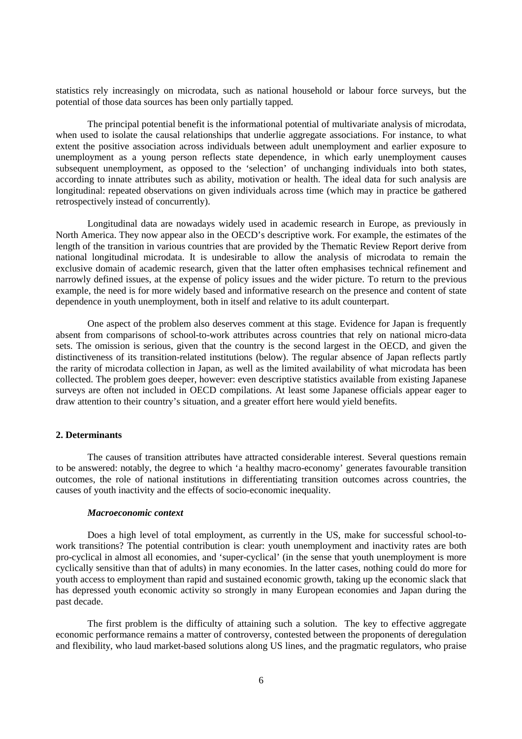statistics rely increasingly on microdata, such as national household or labour force surveys, but the potential of those data sources has been only partially tapped.

The principal potential benefit is the informational potential of multivariate analysis of microdata, when used to isolate the causal relationships that underlie aggregate associations. For instance, to what extent the positive association across individuals between adult unemployment and earlier exposure to unemployment as a young person reflects state dependence, in which early unemployment causes subsequent unemployment, as opposed to the 'selection' of unchanging individuals into both states, according to innate attributes such as ability, motivation or health. The ideal data for such analysis are longitudinal: repeated observations on given individuals across time (which may in practice be gathered retrospectively instead of concurrently).

Longitudinal data are nowadays widely used in academic research in Europe, as previously in North America. They now appear also in the OECD's descriptive work. For example, the estimates of the length of the transition in various countries that are provided by the Thematic Review Report derive from national longitudinal microdata. It is undesirable to allow the analysis of microdata to remain the exclusive domain of academic research, given that the latter often emphasises technical refinement and narrowly defined issues, at the expense of policy issues and the wider picture. To return to the previous example, the need is for more widely based and informative research on the presence and content of state dependence in youth unemployment, both in itself and relative to its adult counterpart.

One aspect of the problem also deserves comment at this stage. Evidence for Japan is frequently absent from comparisons of school-to-work attributes across countries that rely on national micro-data sets. The omission is serious, given that the country is the second largest in the OECD, and given the distinctiveness of its transition-related institutions (below). The regular absence of Japan reflects partly the rarity of microdata collection in Japan, as well as the limited availability of what microdata has been collected. The problem goes deeper, however: even descriptive statistics available from existing Japanese surveys are often not included in OECD compilations. At least some Japanese officials appear eager to draw attention to their country's situation, and a greater effort here would yield benefits.

## 2. Determinants

The causes of transition attributes have attracted considerable interest. Several questions remain to be answered: notably, the degree to which 'a healthy macro-economy' generates favourable transition outcomes, the role of national institutions in differentiating transition outcomes across countries, the causes of youth inactivity and the effects of socio-economic inequality.

### *Macroeconomic context*

Does a high level of total employment, as currently in the US, make for successful school-to-work transitions? The potential contribution is clear: youth unemployment and inactivity rates are both pro-cyclical in almost all economies, and 'super-cyclical' (in the sense that youth unemployment is more cyclically sensitive than that of adults) in many economies. In the latter cases, nothing could do more for youth access to employment than rapid and sustained economic growth, taking up the economic slack that has depressed youth economic activity so strongly in many European economies and Japan during the past decade.

The first problem is the difficulty of attaining such a solution. The key to effective aggregate economic performance remains a matter of controversy, contested between the proponents of deregulation and flexibility, who laud market-based solutions along US lines, and the pragmatic regulators, who praise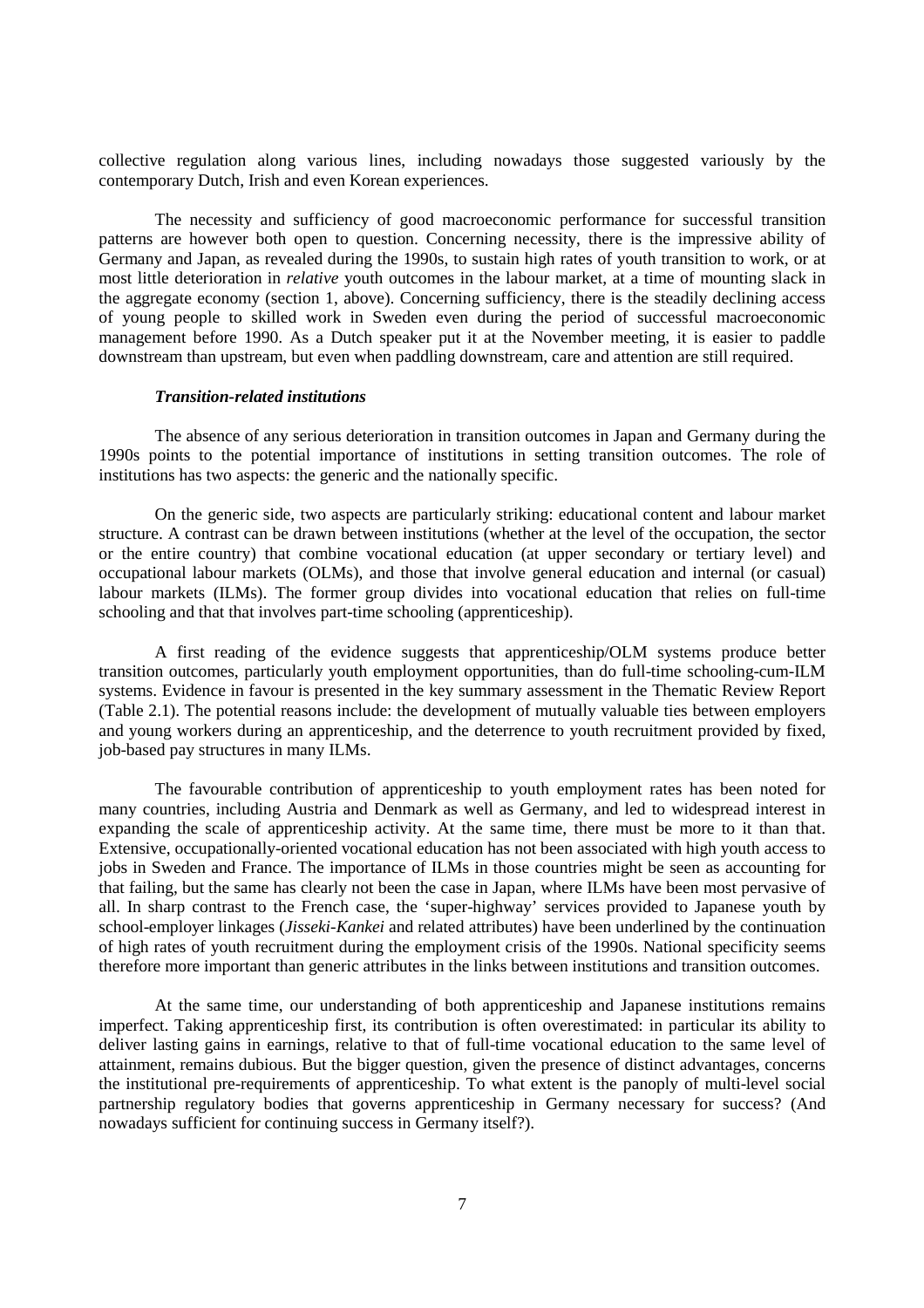collective regulation along various lines, including nowadays those suggested variously by the contemporary Dutch, Irish and even Korean experiences.

The necessity and sufficiency of good macroeconomic performance for successful transition patterns are however both open to question. Concerning necessity, there is the impressive ability of Germany and Japan, as revealed during the 1990s, to sustain high rates of youth transition to work, or at most little deterioration in *relative* youth outcomes in the labour market, at a time of mounting slack in the aggregate economy (section 1, above). Concerning sufficiency, there is the steadily declining access of young people to skilled work in Sweden even during the period of successful macroeconomic management before 1990. As a Dutch speaker put it at the November meeting, it is easier to paddle downstream than upstream, but even when paddling downstream, care and attention are still required.

***Transition-related institutions***

The absence of any serious deterioration in transition outcomes in Japan and Germany during the 1990s points to the potential importance of institutions in setting transition outcomes. The role of institutions has two aspects: the generic and the nationally specific.

On the generic side, two aspects are particularly striking: educational content and labour market structure. A contrast can be drawn between institutions (whether at the level of the occupation, the sector or the entire country) that combine vocational education (at upper secondary or tertiary level) and occupational labour markets (OLMs), and those that involve general education and internal (or casual) labour markets (ILMs). The former group divides into vocational education that relies on full-time schooling and that that involves part-time schooling (apprenticeship).

A first reading of the evidence suggests that apprenticeship/OLM systems produce better transition outcomes, particularly youth employment opportunities, than do full-time schooling-cum-ILM systems. Evidence in favour is presented in the key summary assessment in the Thematic Review Report (Table 2.1). The potential reasons include: the development of mutually valuable ties between employers and young workers during an apprenticeship, and the deterrence to youth recruitment provided by fixed, job-based pay structures in many ILMs.

The favourable contribution of apprenticeship to youth employment rates has been noted for many countries, including Austria and Denmark as well as Germany, and led to widespread interest in expanding the scale of apprenticeship activity. At the same time, there must be more to it than that. Extensive, occupationally-oriented vocational education has not been associated with high youth access to jobs in Sweden and France. The importance of ILMs in those countries might be seen as accounting for that failing, but the same has clearly not been the case in Japan, where ILMs have been most pervasive of all. In sharp contrast to the French case, the 'super-highway' services provided to Japanese youth by school-employer linkages (*Jisseki-Kankei* and related attributes) have been underlined by the continuation of high rates of youth recruitment during the employment crisis of the 1990s. National specificity seems therefore more important than generic attributes in the links between institutions and transition outcomes.

At the same time, our understanding of both apprenticeship and Japanese institutions remains imperfect. Taking apprenticeship first, its contribution is often overestimated: in particular its ability to deliver lasting gains in earnings, relative to that of full-time vocational education to the same level of attainment, remains dubious. But the bigger question, given the presence of distinct advantages, concerns the institutional pre-requirements of apprenticeship. To what extent is the panoply of multi-level social partnership regulatory bodies that governs apprenticeship in Germany necessary for success? (And nowadays sufficient for continuing success in Germany itself?).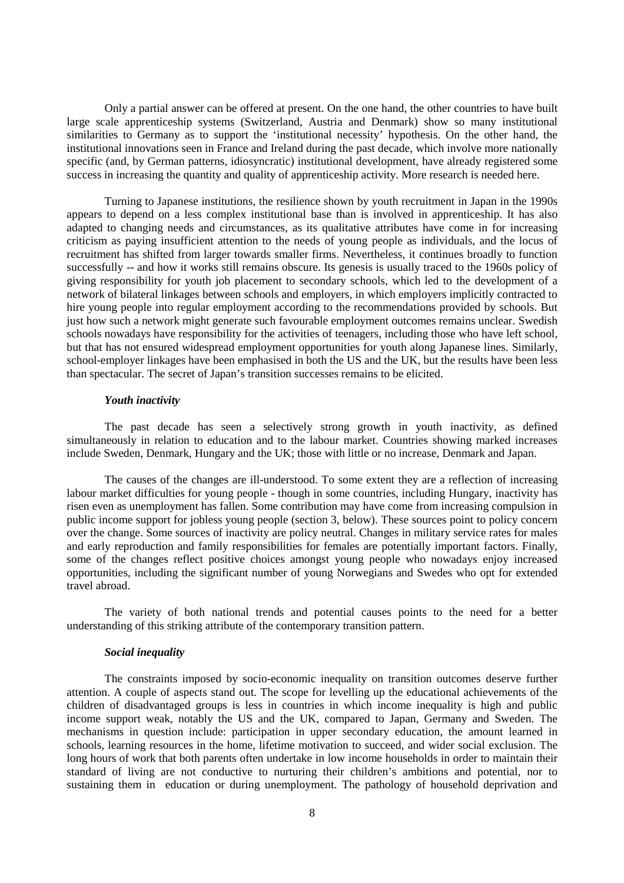Only a partial answer can be offered at present. On the one hand, the other countries to have built large scale apprenticeship systems (Switzerland, Austria and Denmark) show so many institutional similarities to Germany as to support the 'institutional necessity' hypothesis. On the other hand, the institutional innovations seen in France and Ireland during the past decade, which involve more nationally specific (and, by German patterns, idiosyncratic) institutional development, have already registered some success in increasing the quantity and quality of apprenticeship activity. More research is needed here.

Turning to Japanese institutions, the resilience shown by youth recruitment in Japan in the 1990s appears to depend on a less complex institutional base than is involved in apprenticeship. It has also adapted to changing needs and circumstances, as its qualitative attributes have come in for increasing criticism as paying insufficient attention to the needs of young people as individuals, and the locus of recruitment has shifted from larger towards smaller firms. Nevertheless, it continues broadly to function successfully -- and how it works still remains obscure. Its genesis is usually traced to the 1960s policy of giving responsibility for youth job placement to secondary schools, which led to the development of a network of bilateral linkages between schools and employers, in which employers implicitly contracted to hire young people into regular employment according to the recommendations provided by schools. But just how such a network might generate such favourable employment outcomes remains unclear. Swedish schools nowadays have responsibility for the activities of teenagers, including those who have left school, but that has not ensured widespread employment opportunities for youth along Japanese lines. Similarly, school-employer linkages have been emphasised in both the US and the UK, but the results have been less than spectacular. The secret of Japan's transition successes remains to be elicited.

### *Youth inactivity*

The past decade has seen a selectively strong growth in youth inactivity, as defined simultaneously in relation to education and to the labour market. Countries showing marked increases include Sweden, Denmark, Hungary and the UK; those with little or no increase, Denmark and Japan.

The causes of the changes are ill-understood. To some extent they are a reflection of increasing labour market difficulties for young people - though in some countries, including Hungary, inactivity has risen even as unemployment has fallen. Some contribution may have come from increasing compulsion in public income support for jobless young people (section 3, below). These sources point to policy concern over the change. Some sources of inactivity are policy neutral. Changes in military service rates for males and early reproduction and family responsibilities for females are potentially important factors. Finally, some of the changes reflect positive choices amongst young people who nowadays enjoy increased opportunities, including the significant number of young Norwegians and Swedes who opt for extended travel abroad.

The variety of both national trends and potential causes points to the need for a better understanding of this striking attribute of the contemporary transition pattern.

### *Social inequality*

The constraints imposed by socio-economic inequality on transition outcomes deserve further attention. A couple of aspects stand out. The scope for levelling up the educational achievements of the children of disadvantaged groups is less in countries in which income inequality is high and public income support weak, notably the US and the UK, compared to Japan, Germany and Sweden. The mechanisms in question include: participation in upper secondary education, the amount learned in schools, learning resources in the home, lifetime motivation to succeed, and wider social exclusion. The long hours of work that both parents often undertake in low income households in order to maintain their standard of living are not conductive to nurturing their children's ambitions and potential, nor to sustaining them in education or during unemployment. The pathology of household deprivation and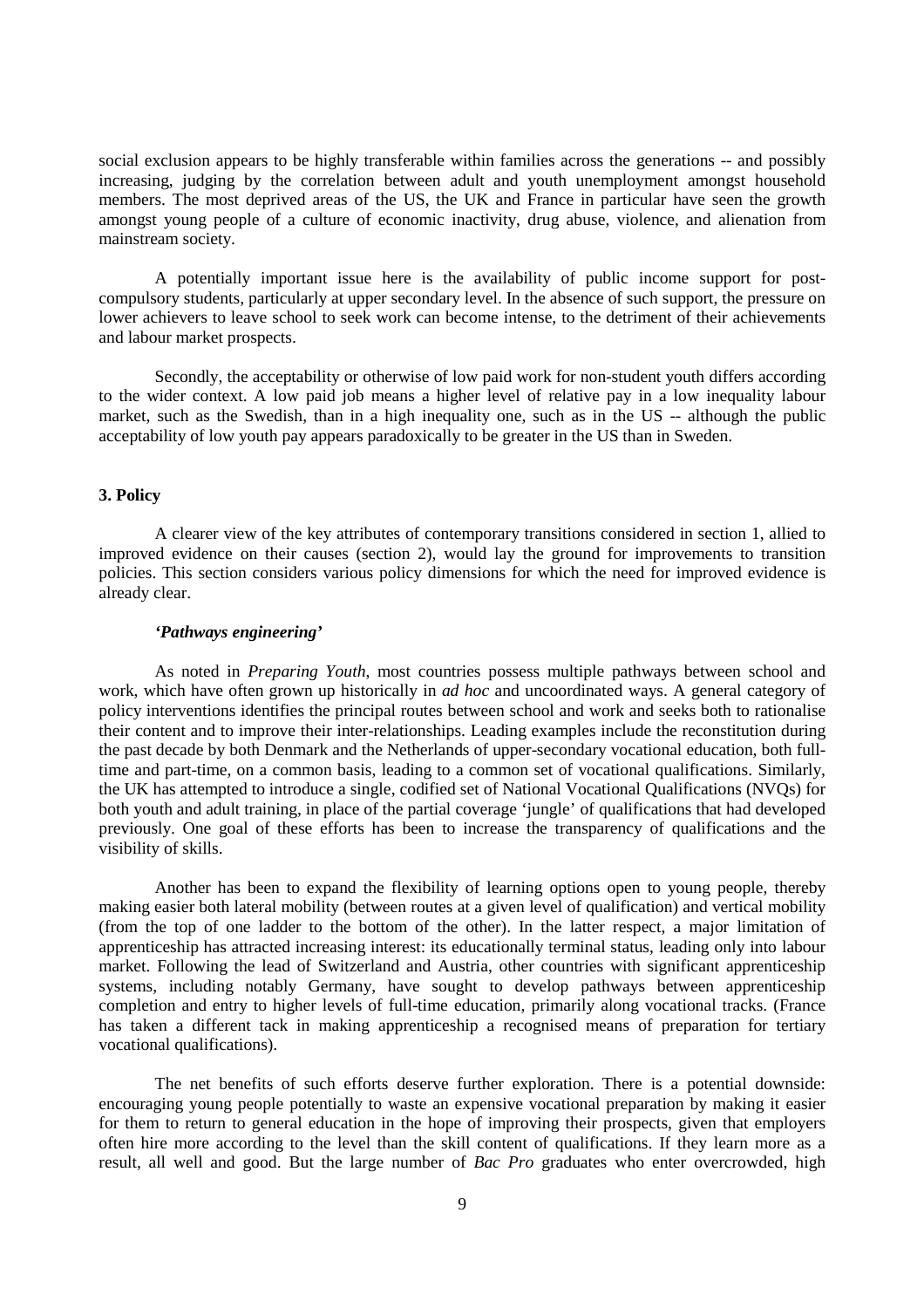social exclusion appears to be highly transferable within families across the generations -- and possibly increasing, judging by the correlation between adult and youth unemployment amongst household members. The most deprived areas of the US, the UK and France in particular have seen the growth amongst young people of a culture of economic inactivity, drug abuse, violence, and alienation from mainstream society.

A potentially important issue here is the availability of public income support for post-compulsory students, particularly at upper secondary level. In the absence of such support, the pressure on lower achievers to leave school to seek work can become intense, to the detriment of their achievements and labour market prospects.

Secondly, the acceptability or otherwise of low paid work for non-student youth differs according to the wider context. A low paid job means a higher level of relative pay in a low inequality labour market, such as the Swedish, than in a high inequality one, such as in the US -- although the public acceptability of low youth pay appears paradoxically to be greater in the US than in Sweden.

### 3. Policy

A clearer view of the key attributes of contemporary transitions considered in section 1, allied to improved evidence on their causes (section 2), would lay the ground for improvements to transition policies. This section considers various policy dimensions for which the need for improved evidence is already clear.

#### *'Pathways engineering'*

As noted in *Preparing Youth*, most countries possess multiple pathways between school and work, which have often grown up historically in *ad hoc* and uncoordinated ways. A general category of policy interventions identifies the principal routes between school and work and seeks both to rationalise their content and to improve their inter-relationships. Leading examples include the reconstitution during the past decade by both Denmark and the Netherlands of upper-secondary vocational education, both full-time and part-time, on a common basis, leading to a common set of vocational qualifications. Similarly, the UK has attempted to introduce a single, codified set of National Vocational Qualifications (NVQs) for both youth and adult training, in place of the partial coverage 'jungle' of qualifications that had developed previously. One goal of these efforts has been to increase the transparency of qualifications and the visibility of skills.

Another has been to expand the flexibility of learning options open to young people, thereby making easier both lateral mobility (between routes at a given level of qualification) and vertical mobility (from the top of one ladder to the bottom of the other). In the latter respect, a major limitation of apprenticeship has attracted increasing interest: its educationally terminal status, leading only into labour market. Following the lead of Switzerland and Austria, other countries with significant apprenticeship systems, including notably Germany, have sought to develop pathways between apprenticeship completion and entry to higher levels of full-time education, primarily along vocational tracks. (France has taken a different tack in making apprenticeship a recognised means of preparation for tertiary vocational qualifications).

The net benefits of such efforts deserve further exploration. There is a potential downside: encouraging young people potentially to waste an expensive vocational preparation by making it easier for them to return to general education in the hope of improving their prospects, given that employers often hire more according to the level than the skill content of qualifications. If they learn more as a result, all well and good. But the large number of *Bac Pro* graduates who enter overcrowded, high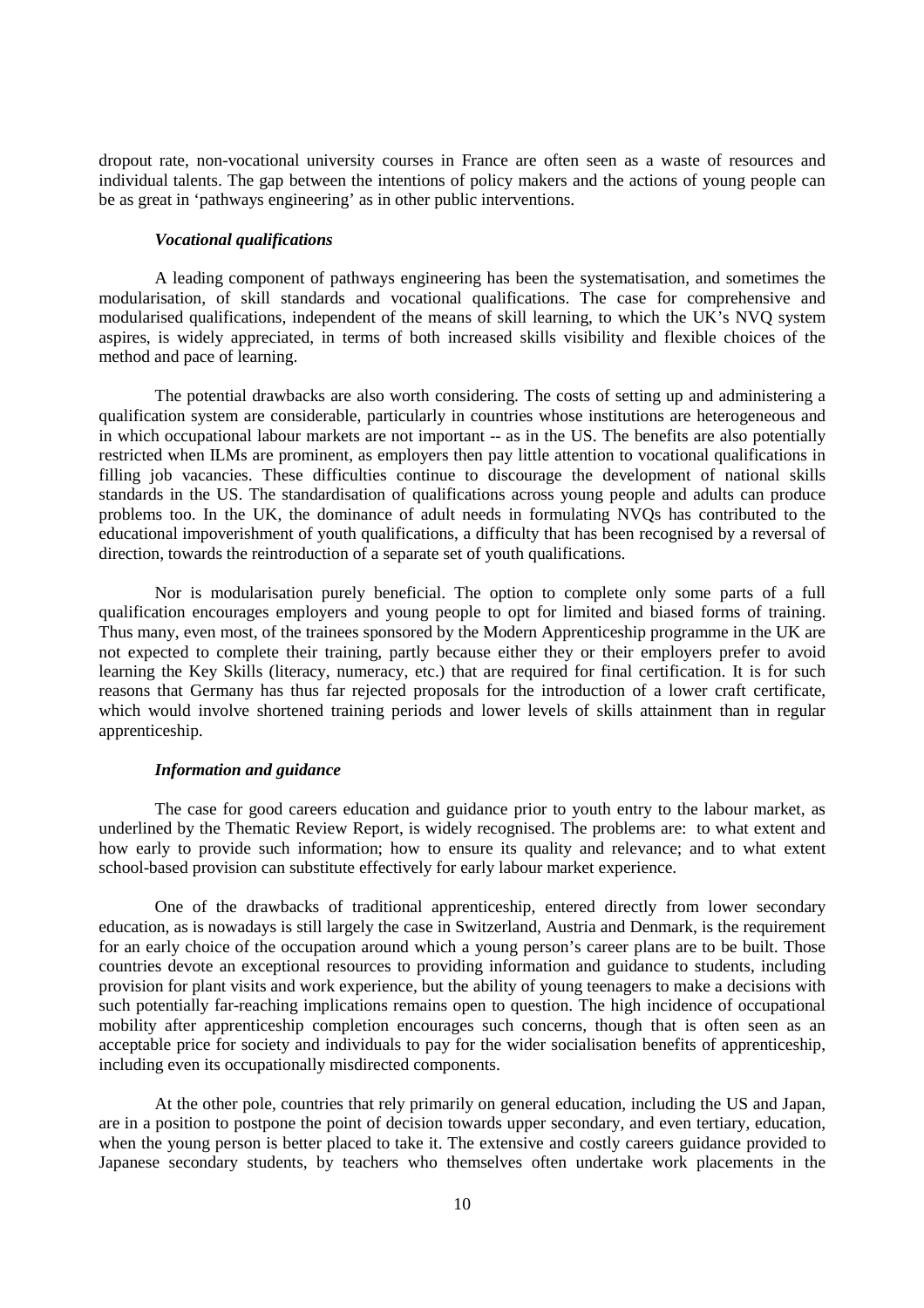dropout rate, non-vocational university courses in France are often seen as a waste of resources and individual talents. The gap between the intentions of policy makers and the actions of young people can be as great in 'pathways engineering' as in other public interventions.

### *Vocational qualifications*

A leading component of pathways engineering has been the systematisation, and sometimes the modularisation, of skill standards and vocational qualifications. The case for comprehensive and modularised qualifications, independent of the means of skill learning, to which the UK's NVQ system aspires, is widely appreciated, in terms of both increased skills visibility and flexible choices of the method and pace of learning.

The potential drawbacks are also worth considering. The costs of setting up and administering a qualification system are considerable, particularly in countries whose institutions are heterogeneous and in which occupational labour markets are not important -- as in the US. The benefits are also potentially restricted when ILMs are prominent, as employers then pay little attention to vocational qualifications in filling job vacancies. These difficulties continue to discourage the development of national skills standards in the US. The standardisation of qualifications across young people and adults can produce problems too. In the UK, the dominance of adult needs in formulating NVQs has contributed to the educational impoverishment of youth qualifications, a difficulty that has been recognised by a reversal of direction, towards the reintroduction of a separate set of youth qualifications.

Nor is modularisation purely beneficial. The option to complete only some parts of a full qualification encourages employers and young people to opt for limited and biased forms of training. Thus many, even most, of the trainees sponsored by the Modern Apprenticeship programme in the UK are not expected to complete their training, partly because either they or their employers prefer to avoid learning the Key Skills (literacy, numeracy, etc.) that are required for final certification. It is for such reasons that Germany has thus far rejected proposals for the introduction of a lower craft certificate, which would involve shortened training periods and lower levels of skills attainment than in regular apprenticeship.

### *Information and guidance*

The case for good careers education and guidance prior to youth entry to the labour market, as underlined by the Thematic Review Report, is widely recognised. The problems are: to what extent and how early to provide such information; how to ensure its quality and relevance; and to what extent school-based provision can substitute effectively for early labour market experience.

One of the drawbacks of traditional apprenticeship, entered directly from lower secondary education, as is nowadays is still largely the case in Switzerland, Austria and Denmark, is the requirement for an early choice of the occupation around which a young person's career plans are to be built. Those countries devote an exceptional resources to providing information and guidance to students, including provision for plant visits and work experience, but the ability of young teenagers to make a decisions with such potentially far-reaching implications remains open to question. The high incidence of occupational mobility after apprenticeship completion encourages such concerns, though that is often seen as an acceptable price for society and individuals to pay for the wider socialisation benefits of apprenticeship, including even its occupationally misdirected components.

At the other pole, countries that rely primarily on general education, including the US and Japan, are in a position to postpone the point of decision towards upper secondary, and even tertiary, education, when the young person is better placed to take it. The extensive and costly careers guidance provided to Japanese secondary students, by teachers who themselves often undertake work placements in the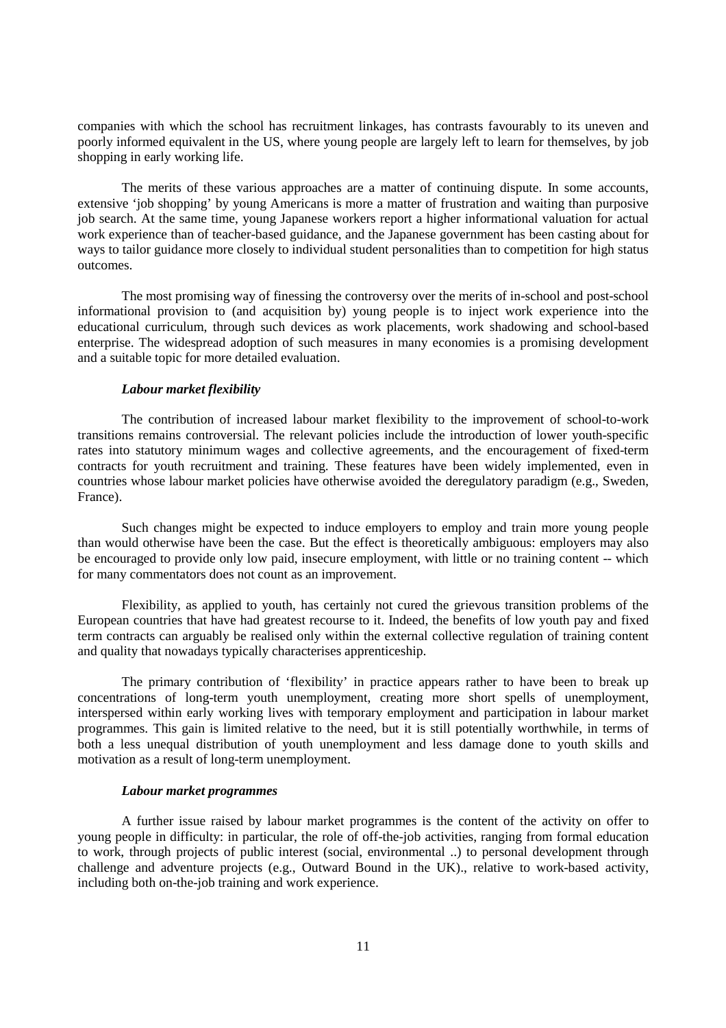companies with which the school has recruitment linkages, has contrasts favourably to its uneven and poorly informed equivalent in the US, where young people are largely left to learn for themselves, by job shopping in early working life.

The merits of these various approaches are a matter of continuing dispute. In some accounts, extensive 'job shopping' by young Americans is more a matter of frustration and waiting than purposive job search. At the same time, young Japanese workers report a higher informational valuation for actual work experience than of teacher-based guidance, and the Japanese government has been casting about for ways to tailor guidance more closely to individual student personalities than to competition for high status outcomes.

The most promising way of finessing the controversy over the merits of in-school and post-school informational provision to (and acquisition by) young people is to inject work experience into the educational curriculum, through such devices as work placements, work shadowing and school-based enterprise. The widespread adoption of such measures in many economies is a promising development and a suitable topic for more detailed evaluation.

#### *Labour market flexibility*

The contribution of increased labour market flexibility to the improvement of school-to-work transitions remains controversial. The relevant policies include the introduction of lower youth-specific rates into statutory minimum wages and collective agreements, and the encouragement of fixed-term contracts for youth recruitment and training. These features have been widely implemented, even in countries whose labour market policies have otherwise avoided the deregulatory paradigm (e.g., Sweden, France).

Such changes might be expected to induce employers to employ and train more young people than would otherwise have been the case. But the effect is theoretically ambiguous: employers may also be encouraged to provide only low paid, insecure employment, with little or no training content -- which for many commentators does not count as an improvement.

Flexibility, as applied to youth, has certainly not cured the grievous transition problems of the European countries that have had greatest recourse to it. Indeed, the benefits of low youth pay and fixed term contracts can arguably be realised only within the external collective regulation of training content and quality that nowadays typically characterises apprenticeship.

The primary contribution of 'flexibility' in practice appears rather to have been to break up concentrations of long-term youth unemployment, creating more short spells of unemployment, interspersed within early working lives with temporary employment and participation in labour market programmes. This gain is limited relative to the need, but it is still potentially worthwhile, in terms of both a less unequal distribution of youth unemployment and less damage done to youth skills and motivation as a result of long-term unemployment.

#### *Labour market programmes*

A further issue raised by labour market programmes is the content of the activity on offer to young people in difficulty: in particular, the role of off-the-job activities, ranging from formal education to work, through projects of public interest (social, environmental ..) to personal development through challenge and adventure projects (e.g., Outward Bound in the UK)., relative to work-based activity, including both on-the-job training and work experience.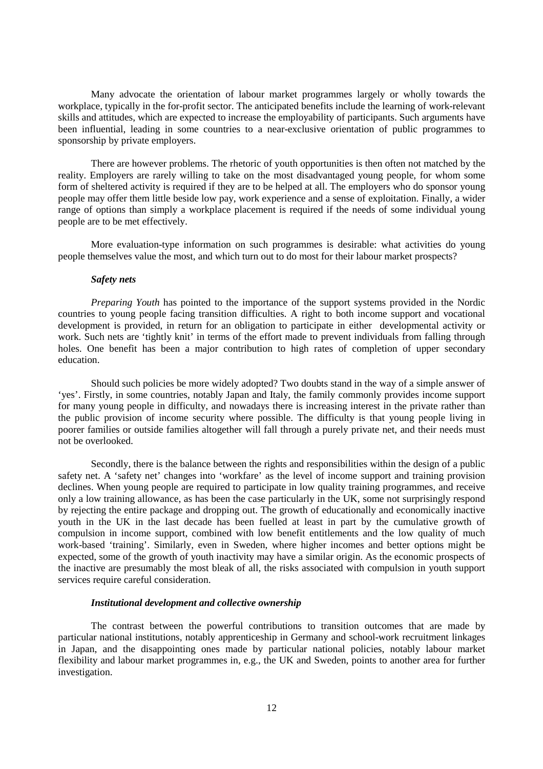Many advocate the orientation of labour market programmes largely or wholly towards the workplace, typically in the for-profit sector. The anticipated benefits include the learning of work-relevant skills and attitudes, which are expected to increase the employability of participants. Such arguments have been influential, leading in some countries to a near-exclusive orientation of public programmes to sponsorship by private employers.

There are however problems. The rhetoric of youth opportunities is then often not matched by the reality. Employers are rarely willing to take on the most disadvantaged young people, for whom some form of sheltered activity is required if they are to be helped at all. The employers who do sponsor young people may offer them little beside low pay, work experience and a sense of exploitation. Finally, a wider range of options than simply a workplace placement is required if the needs of some individual young people are to be met effectively.

More evaluation-type information on such programmes is desirable: what activities do young people themselves value the most, and which turn out to do most for their labour market prospects?

### *Safety nets*

*Preparing Youth* has pointed to the importance of the support systems provided in the Nordic countries to young people facing transition difficulties. A right to both income support and vocational development is provided, in return for an obligation to participate in either developmental activity or work. Such nets are 'tightly knit' in terms of the effort made to prevent individuals from falling through holes. One benefit has been a major contribution to high rates of completion of upper secondary education.

Should such policies be more widely adopted? Two doubts stand in the way of a simple answer of 'yes'. Firstly, in some countries, notably Japan and Italy, the family commonly provides income support for many young people in difficulty, and nowadays there is increasing interest in the private rather than the public provision of income security where possible. The difficulty is that young people living in poorer families or outside families altogether will fall through a purely private net, and their needs must not be overlooked.

Secondly, there is the balance between the rights and responsibilities within the design of a public safety net. A 'safety net' changes into 'workfare' as the level of income support and training provision declines. When young people are required to participate in low quality training programmes, and receive only a low training allowance, as has been the case particularly in the UK, some not surprisingly respond by rejecting the entire package and dropping out. The growth of educationally and economically inactive youth in the UK in the last decade has been fuelled at least in part by the cumulative growth of compulsion in income support, combined with low benefit entitlements and the low quality of much work-based 'training'. Similarly, even in Sweden, where higher incomes and better options might be expected, some of the growth of youth inactivity may have a similar origin. As the economic prospects of the inactive are presumably the most bleak of all, the risks associated with compulsion in youth support services require careful consideration.

### *Institutional development and collective ownership*

The contrast between the powerful contributions to transition outcomes that are made by particular national institutions, notably apprenticeship in Germany and school-work recruitment linkages in Japan, and the disappointing ones made by particular national policies, notably labour market flexibility and labour market programmes in, e.g., the UK and Sweden, points to another area for further investigation.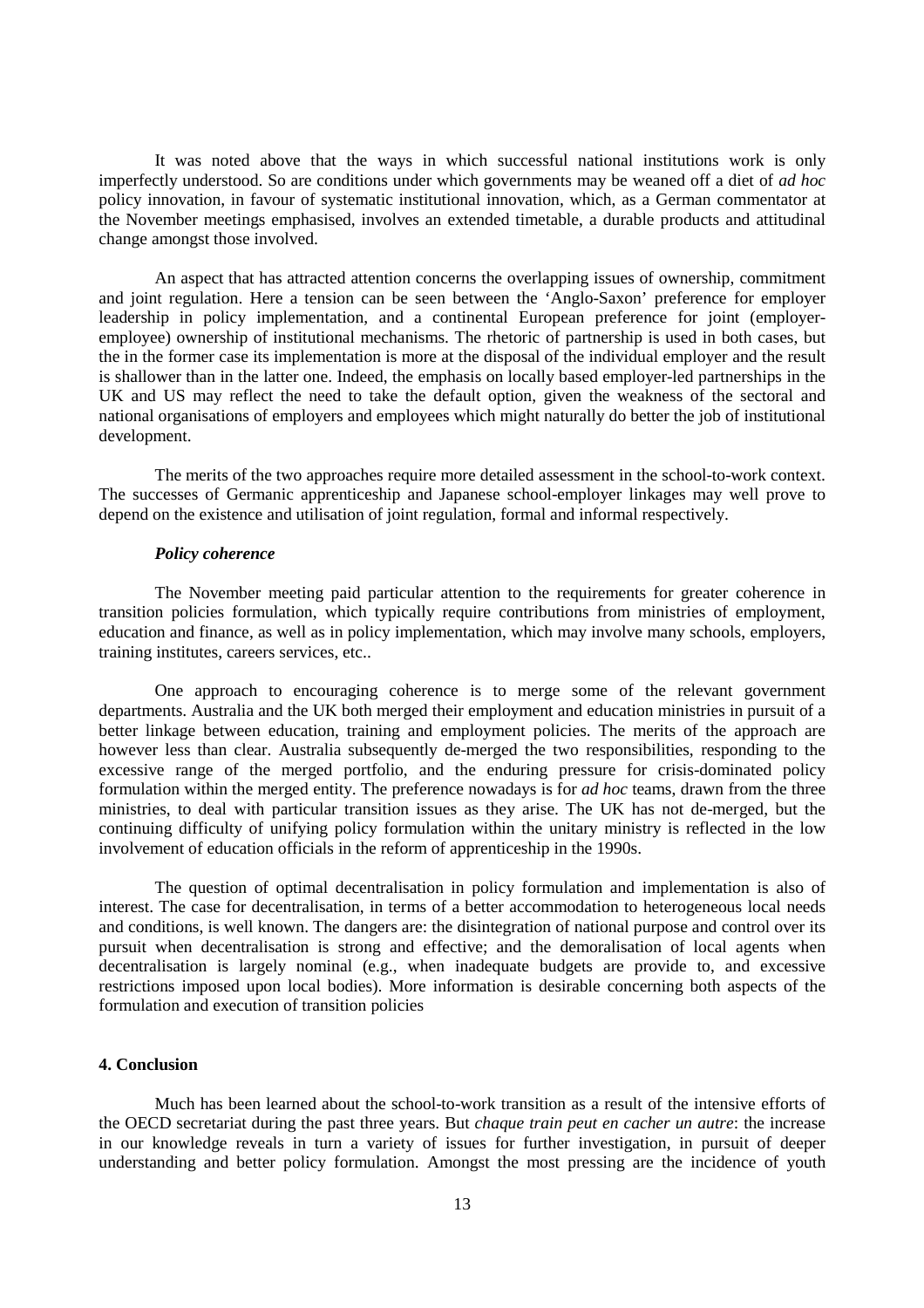It was noted above that the ways in which successful national institutions work is only imperfectly understood. So are conditions under which governments may be weaned off a diet of *ad hoc* policy innovation, in favour of systematic institutional innovation, which, as a German commentator at the November meetings emphasised, involves an extended timetable, a durable products and attitudinal change amongst those involved.

An aspect that has attracted attention concerns the overlapping issues of ownership, commitment and joint regulation. Here a tension can be seen between the 'Anglo-Saxon' preference for employer leadership in policy implementation, and a continental European preference for joint (employer-employee) ownership of institutional mechanisms. The rhetoric of partnership is used in both cases, but the in the former case its implementation is more at the disposal of the individual employer and the result is shallower than in the latter one. Indeed, the emphasis on locally based employer-led partnerships in the UK and US may reflect the need to take the default option, given the weakness of the sectoral and national organisations of employers and employees which might naturally do better the job of institutional development.

The merits of the two approaches require more detailed assessment in the school-to-work context. The successes of Germanic apprenticeship and Japanese school-employer linkages may well prove to depend on the existence and utilisation of joint regulation, formal and informal respectively.

### *Policy coherence*

The November meeting paid particular attention to the requirements for greater coherence in transition policies formulation, which typically require contributions from ministries of employment, education and finance, as well as in policy implementation, which may involve many schools, employers, training institutes, careers services, etc..

One approach to encouraging coherence is to merge some of the relevant government departments. Australia and the UK both merged their employment and education ministries in pursuit of a better linkage between education, training and employment policies. The merits of the approach are however less than clear. Australia subsequently de-merged the two responsibilities, responding to the excessive range of the merged portfolio, and the enduring pressure for crisis-dominated policy formulation within the merged entity. The preference nowadays is for *ad hoc* teams, drawn from the three ministries, to deal with particular transition issues as they arise. The UK has not de-merged, but the continuing difficulty of unifying policy formulation within the unitary ministry is reflected in the low involvement of education officials in the reform of apprenticeship in the 1990s.

The question of optimal decentralisation in policy formulation and implementation is also of interest. The case for decentralisation, in terms of a better accommodation to heterogeneous local needs and conditions, is well known. The dangers are: the disintegration of national purpose and control over its pursuit when decentralisation is strong and effective; and the demoralisation of local agents when decentralisation is largely nominal (e.g., when inadequate budgets are provide to, and excessive restrictions imposed upon local bodies). More information is desirable concerning both aspects of the formulation and execution of transition policies

## 4. Conclusion

Much has been learned about the school-to-work transition as a result of the intensive efforts of the OECD secretariat during the past three years. But *chaque train peut en cacher un autre*: the increase in our knowledge reveals in turn a variety of issues for further investigation, in pursuit of deeper understanding and better policy formulation. Amongst the most pressing are the incidence of youth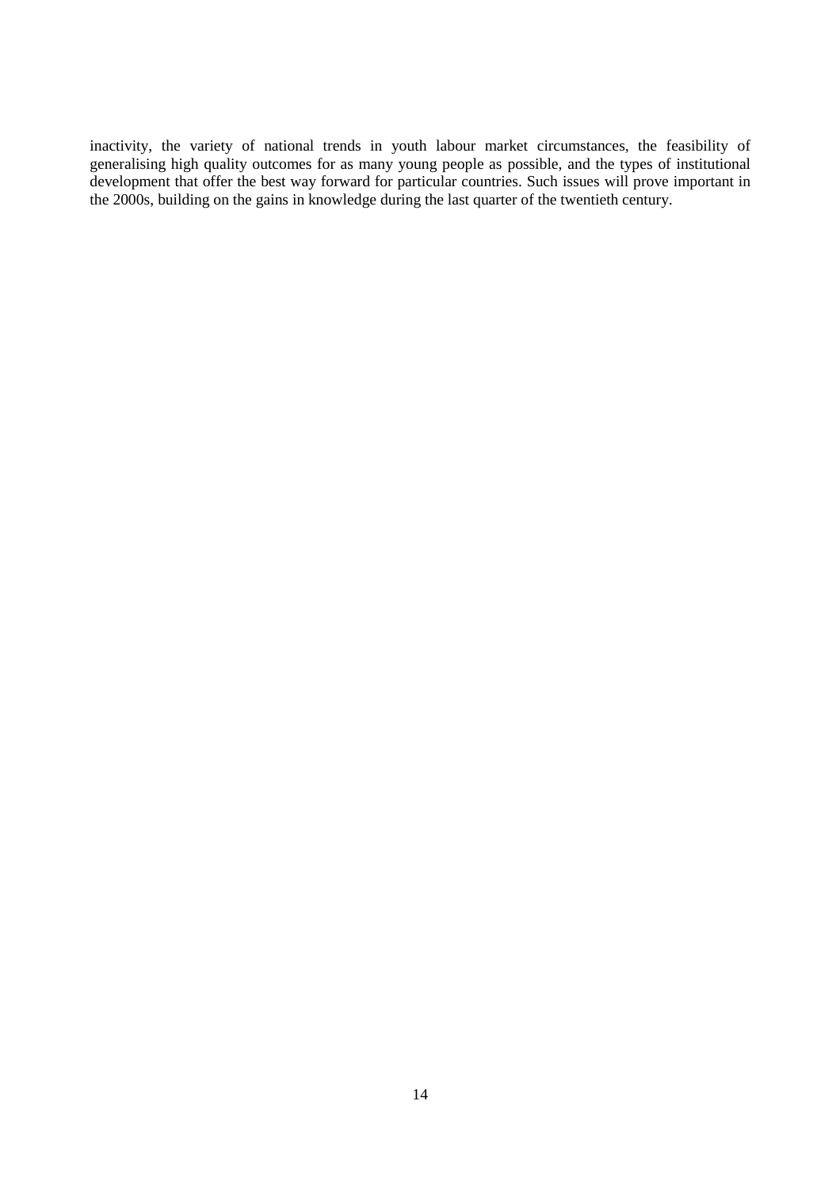inactivity, the variety of national trends in youth labour market circumstances, the feasibility of generalising high quality outcomes for as many young people as possible, and the types of institutional development that offer the best way forward for particular countries. Such issues will prove important in the 2000s, building on the gains in knowledge during the last quarter of the twentieth century.